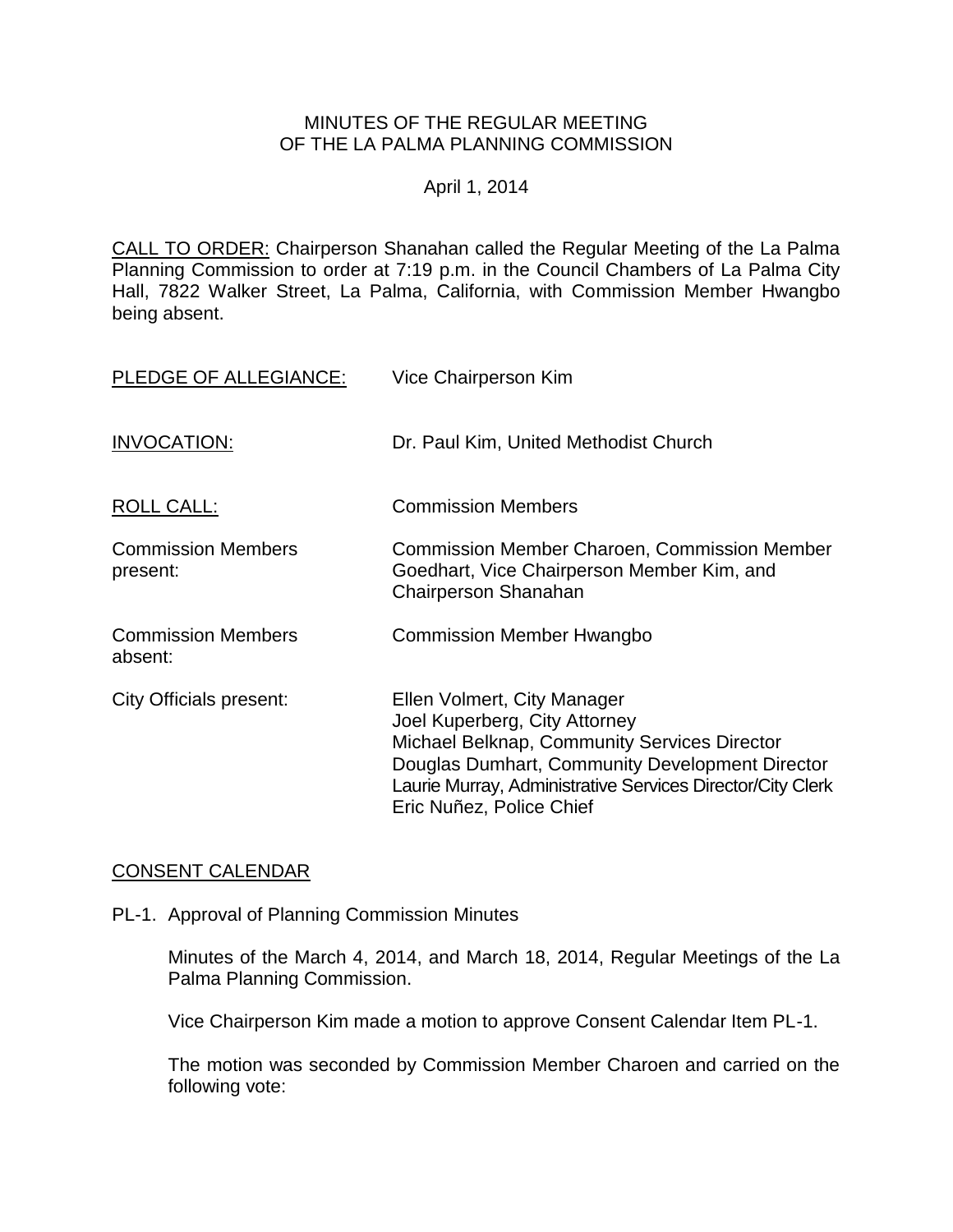# MINUTES OF THE REGULAR MEETING OF THE LA PALMA PLANNING COMMISSION

April 1, 2014

CALL TO ORDER: Chairperson Shanahan called the Regular Meeting of the La Palma Planning Commission to order at 7:19 p.m. in the Council Chambers of La Palma City Hall, 7822 Walker Street, La Palma, California, with Commission Member Hwangbo being absent.

PLEDGE OF ALLEGIANCE: Vice Chairperson Kim

INVOCATION: Dr. Paul Kim, United Methodist Church

ROLL CALL: Commission Members

Commission Members present: Commission Member Charoen, Commission Member Goedhart, Vice Chairperson Member Kim, and Chairperson Shanahan

Commission Members absent: Commission Member Hwangbo

City Officials present:
Ellen Volmert, City Manager
Joel Kuperberg, City Attorney
Michael Belknap, Community Services Director
Douglas Dumhart, Community Development Director
Laurie Murray, Administrative Services Director/City Clerk
Eric Nuñez, Police Chief

## CONSENT CALENDAR

PL-1. Approval of Planning Commission Minutes

Minutes of the March 4, 2014, and March 18, 2014, Regular Meetings of the La Palma Planning Commission.

Vice Chairperson Kim made a motion to approve Consent Calendar Item PL-1.

The motion was seconded by Commission Member Charoen and carried on the following vote: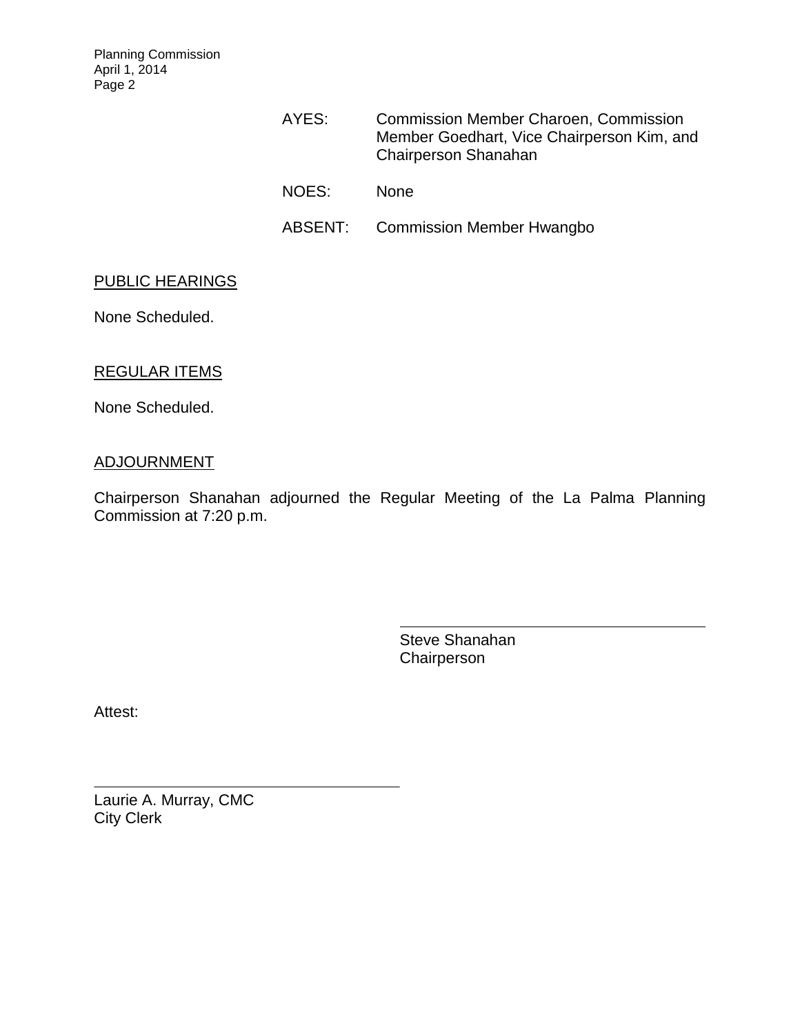| | |
|---|---|
| AYES: | Commission Member Charoen, Commission Member Goedhart, Vice Chairperson Kim, and Chairperson Shanahan |
| NOES: | None |
| ABSENT: | Commission Member Hwangbo |

## PUBLIC HEARINGS

None Scheduled.

## REGULAR ITEMS

None Scheduled.

## ADJOURNMENT

Chairperson Shanahan adjourned the Regular Meeting of the La Palma Planning Commission at 7:20 p.m.

Steve Shanahan
Chairperson

Attest:

Laurie A. Murray, CMC
City Clerk